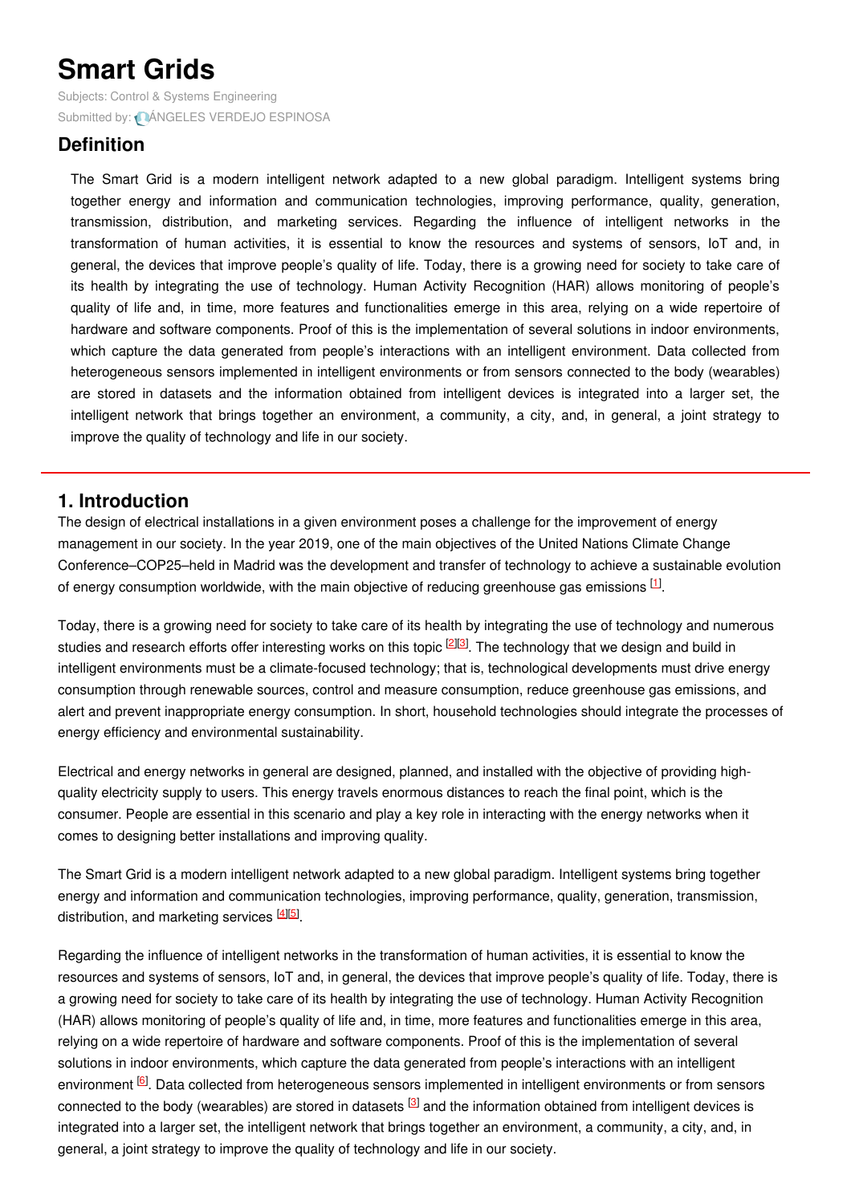# Smart Grids

Subjects: Control & Systems Engineering

Submitted by: ÁNGELES VERDEJO ESPINOSA

## Definition

The Smart Grid is a modern intelligent network adapted to a new global paradigm. Intelligent systems bring together energy and information and communication technologies, improving performance, quality, generation, transmission, distribution, and marketing services. Regarding the influence of intelligent networks in the transformation of human activities, it is essential to know the resources and systems of sensors, IoT and, in general, the devices that improve people's quality of life. Today, there is a growing need for society to take care of its health by integrating the use of technology. Human Activity Recognition (HAR) allows monitoring of people's quality of life and, in time, more features and functionalities emerge in this area, relying on a wide repertoire of hardware and software components. Proof of this is the implementation of several solutions in indoor environments, which capture the data generated from people's interactions with an intelligent environment. Data collected from heterogeneous sensors implemented in intelligent environments or from sensors connected to the body (wearables) are stored in datasets and the information obtained from intelligent devices is integrated into a larger set, the intelligent network that brings together an environment, a community, a city, and, in general, a joint strategy to improve the quality of technology and life in our society.

## 1. Introduction

The design of electrical installations in a given environment poses a challenge for the improvement of energy management in our society. In the year 2019, one of the main objectives of the United Nations Climate Change Conference–COP25–held in Madrid was the development and transfer of technology to achieve a sustainable evolution of energy consumption worldwide, with the main objective of reducing greenhouse gas emissions [1].

Today, there is a growing need for society to take care of its health by integrating the use of technology and numerous studies and research efforts offer interesting works on this topic [2][3]. The technology that we design and build in intelligent environments must be a climate-focused technology; that is, technological developments must drive energy consumption through renewable sources, control and measure consumption, reduce greenhouse gas emissions, and alert and prevent inappropriate energy consumption. In short, household technologies should integrate the processes of energy efficiency and environmental sustainability.

Electrical and energy networks in general are designed, planned, and installed with the objective of providing high-quality electricity supply to users. This energy travels enormous distances to reach the final point, which is the consumer. People are essential in this scenario and play a key role in interacting with the energy networks when it comes to designing better installations and improving quality.

The Smart Grid is a modern intelligent network adapted to a new global paradigm. Intelligent systems bring together energy and information and communication technologies, improving performance, quality, generation, transmission, distribution, and marketing services [4][5].

Regarding the influence of intelligent networks in the transformation of human activities, it is essential to know the resources and systems of sensors, IoT and, in general, the devices that improve people's quality of life. Today, there is a growing need for society to take care of its health by integrating the use of technology. Human Activity Recognition (HAR) allows monitoring of people's quality of life and, in time, more features and functionalities emerge in this area, relying on a wide repertoire of hardware and software components. Proof of this is the implementation of several solutions in indoor environments, which capture the data generated from people's interactions with an intelligent environment [6]. Data collected from heterogeneous sensors implemented in intelligent environments or from sensors connected to the body (wearables) are stored in datasets [3] and the information obtained from intelligent devices is integrated into a larger set, the intelligent network that brings together an environment, a community, a city, and, in general, a joint strategy to improve the quality of technology and life in our society.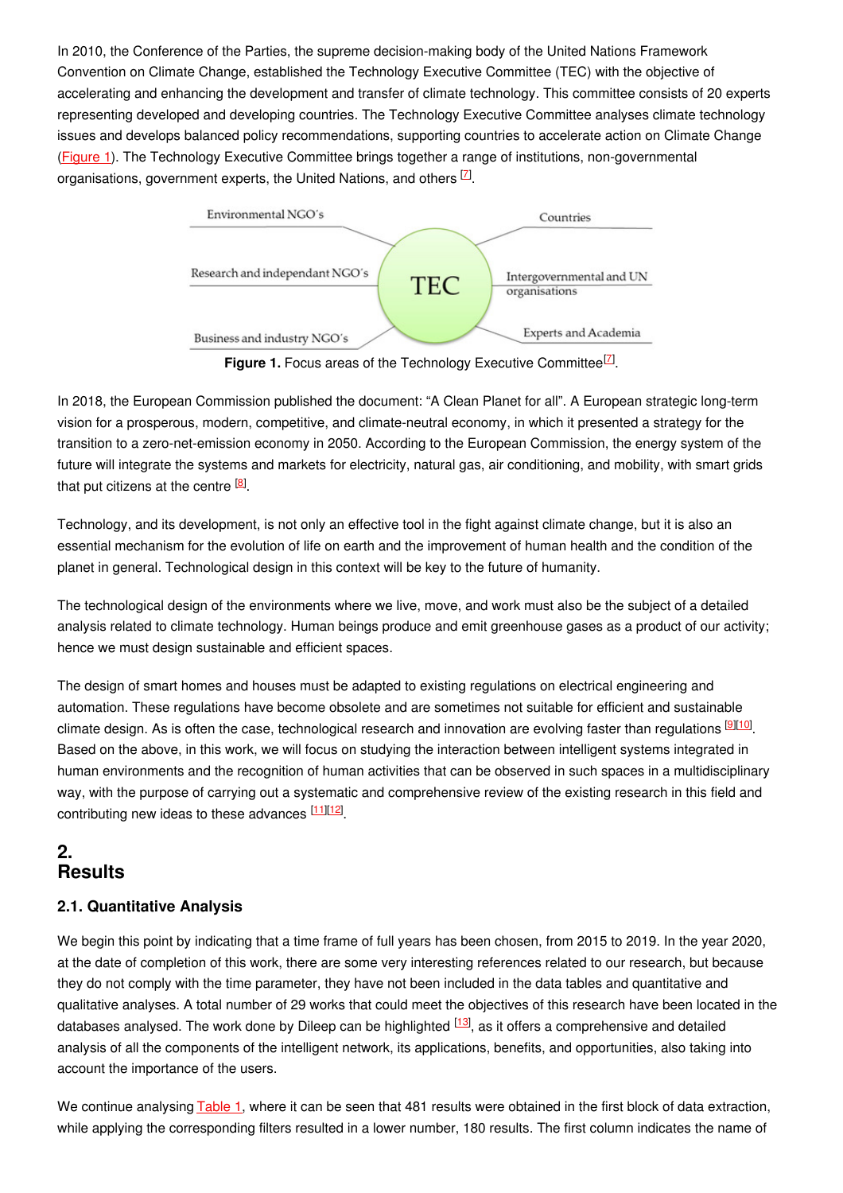In 2010, the Conference of the Parties, the supreme decision-making body of the United Nations Framework Convention on Climate Change, established the Technology Executive Committee (TEC) with the objective of accelerating and enhancing the development and transfer of climate technology. This committee consists of 20 experts representing developed and developing countries. The Technology Executive Committee analyses climate technology issues and develops balanced policy recommendations, supporting countries to accelerate action on Climate Change (Figure 1). The Technology Executive Committee brings together a range of institutions, non-governmental organisations, government experts, the United Nations, and others [7].

**Figure 1.** Focus areas of the Technology Executive Committee[7].

In 2018, the European Commission published the document: "A Clean Planet for all". A European strategic long-term vision for a prosperous, modern, competitive, and climate-neutral economy, in which it presented a strategy for the transition to a zero-net-emission economy in 2050. According to the European Commission, the energy system of the future will integrate the systems and markets for electricity, natural gas, air conditioning, and mobility, with smart grids that put citizens at the centre [8].

Technology, and its development, is not only an effective tool in the fight against climate change, but it is also an essential mechanism for the evolution of life on earth and the improvement of human health and the condition of the planet in general. Technological design in this context will be key to the future of humanity.

The technological design of the environments where we live, move, and work must also be the subject of a detailed analysis related to climate technology. Human beings produce and emit greenhouse gases as a product of our activity; hence we must design sustainable and efficient spaces.

The design of smart homes and houses must be adapted to existing regulations on electrical engineering and automation. These regulations have become obsolete and are sometimes not suitable for efficient and sustainable climate design. As is often the case, technological research and innovation are evolving faster than regulations [9][10]. Based on the above, in this work, we will focus on studying the interaction between intelligent systems integrated in human environments and the recognition of human activities that can be observed in such spaces in a multidisciplinary way, with the purpose of carrying out a systematic and comprehensive review of the existing research in this field and contributing new ideas to these advances [11][12].

## 2. Results

### 2.1. Quantitative Analysis

We begin this point by indicating that a time frame of full years has been chosen, from 2015 to 2019. In the year 2020, at the date of completion of this work, there are some very interesting references related to our research, but because they do not comply with the time parameter, they have not been included in the data tables and quantitative and qualitative analyses. A total number of 29 works that could meet the objectives of this research have been located in the databases analysed. The work done by Dileep can be highlighted [13], as it offers a comprehensive and detailed analysis of all the components of the intelligent network, its applications, benefits, and opportunities, also taking into account the importance of the users.

We continue analysing Table 1, where it can be seen that 481 results were obtained in the first block of data extraction, while applying the corresponding filters resulted in a lower number, 180 results. The first column indicates the name of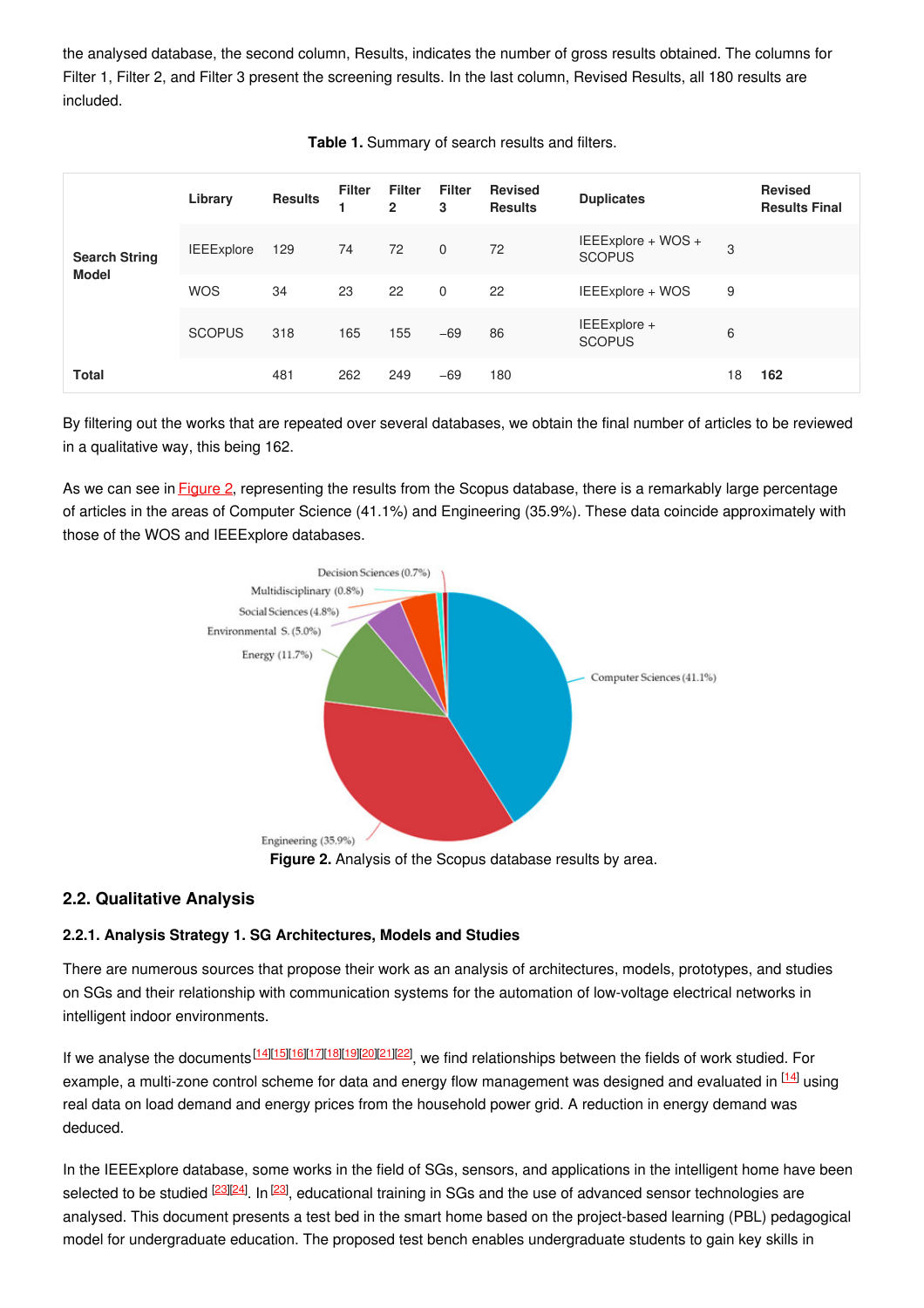the analysed database, the second column, Results, indicates the number of gross results obtained. The columns for Filter 1, Filter 2, and Filter 3 present the screening results. In the last column, Revised Results, all 180 results are included.

**Table 1.** Summary of search results and filters.

| | Library | Results | Filter 1 | Filter 2 | Filter 3 | Revised Results | Duplicates | | Revised Results Final |
|---|---|---|---|---|---|---|---|---|---|
| **Search String Model** | IEEExplore | 129 | 74 | 72 | 0 | 72 | IEEExplore + WOS + SCOPUS | 3 | |
| | WOS | 34 | 23 | 22 | 0 | 22 | IEEExplore + WOS | 9 | |
| | SCOPUS | 318 | 165 | 155 | −69 | 86 | IEEExplore + SCOPUS | 6 | |
| **Total** | | 481 | 262 | 249 | −69 | 180 | | 18 | **162** |

By filtering out the works that are repeated over several databases, we obtain the final number of articles to be reviewed in a qualitative way, this being 162.

As we can see in Figure 2, representing the results from the Scopus database, there is a remarkably large percentage of articles in the areas of Computer Science (41.1%) and Engineering (35.9%). These data coincide approximately with those of the WOS and IEEExplore databases.

**Figure 2.** Analysis of the Scopus database results by area.

## 2.2. Qualitative Analysis

### 2.2.1. Analysis Strategy 1. SG Architectures, Models and Studies

There are numerous sources that propose their work as an analysis of architectures, models, prototypes, and studies on SGs and their relationship with communication systems for the automation of low-voltage electrical networks in intelligent indoor environments.

If we analyse the documents [14][15][16][17][18][19][20][21][22], we find relationships between the fields of work studied. For example, a multi-zone control scheme for data and energy flow management was designed and evaluated in [14] using real data on load demand and energy prices from the household power grid. A reduction in energy demand was deduced.

In the IEEExplore database, some works in the field of SGs, sensors, and applications in the intelligent home have been selected to be studied [23][24]. In [23], educational training in SGs and the use of advanced sensor technologies are analysed. This document presents a test bed in the smart home based on the project-based learning (PBL) pedagogical model for undergraduate education. The proposed test bench enables undergraduate students to gain key skills in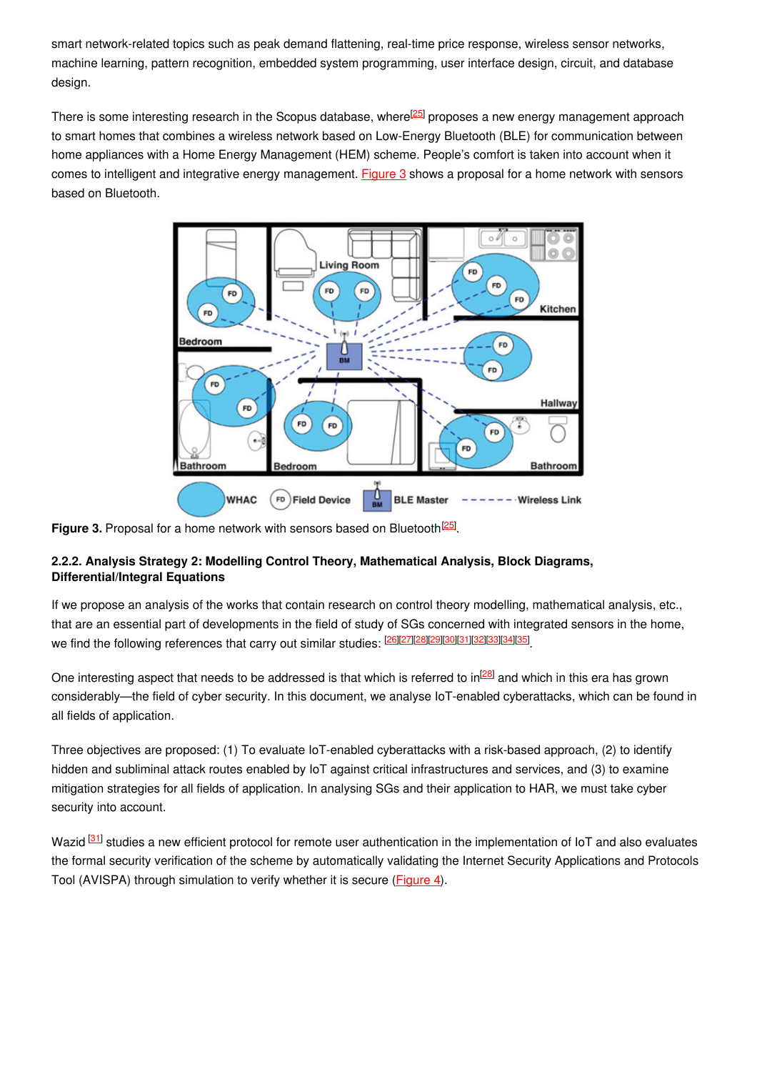smart network-related topics such as peak demand flattening, real-time price response, wireless sensor networks, machine learning, pattern recognition, embedded system programming, user interface design, circuit, and database design.

There is some interesting research in the Scopus database, where[25] proposes a new energy management approach to smart homes that combines a wireless network based on Low-Energy Bluetooth (BLE) for communication between home appliances with a Home Energy Management (HEM) scheme. People's comfort is taken into account when it comes to intelligent and integrative energy management. Figure 3 shows a proposal for a home network with sensors based on Bluetooth.

**Figure 3.** Proposal for a home network with sensors based on Bluetooth[25].

#### 2.2.2. Analysis Strategy 2: Modelling Control Theory, Mathematical Analysis, Block Diagrams, Differential/Integral Equations

If we propose an analysis of the works that contain research on control theory modelling, mathematical analysis, etc., that are an essential part of developments in the field of study of SGs concerned with integrated sensors in the home, we find the following references that carry out similar studies: [26][27][28][29][30][31][32][33][34][35].

One interesting aspect that needs to be addressed is that which is referred to in[28] and which in this era has grown considerably—the field of cyber security. In this document, we analyse IoT-enabled cyberattacks, which can be found in all fields of application.

Three objectives are proposed: (1) To evaluate IoT-enabled cyberattacks with a risk-based approach, (2) to identify hidden and subliminal attack routes enabled by IoT against critical infrastructures and services, and (3) to examine mitigation strategies for all fields of application. In analysing SGs and their application to HAR, we must take cyber security into account.

Wazid [31] studies a new efficient protocol for remote user authentication in the implementation of IoT and also evaluates the formal security verification of the scheme by automatically validating the Internet Security Applications and Protocols Tool (AVISPA) through simulation to verify whether it is secure (Figure 4).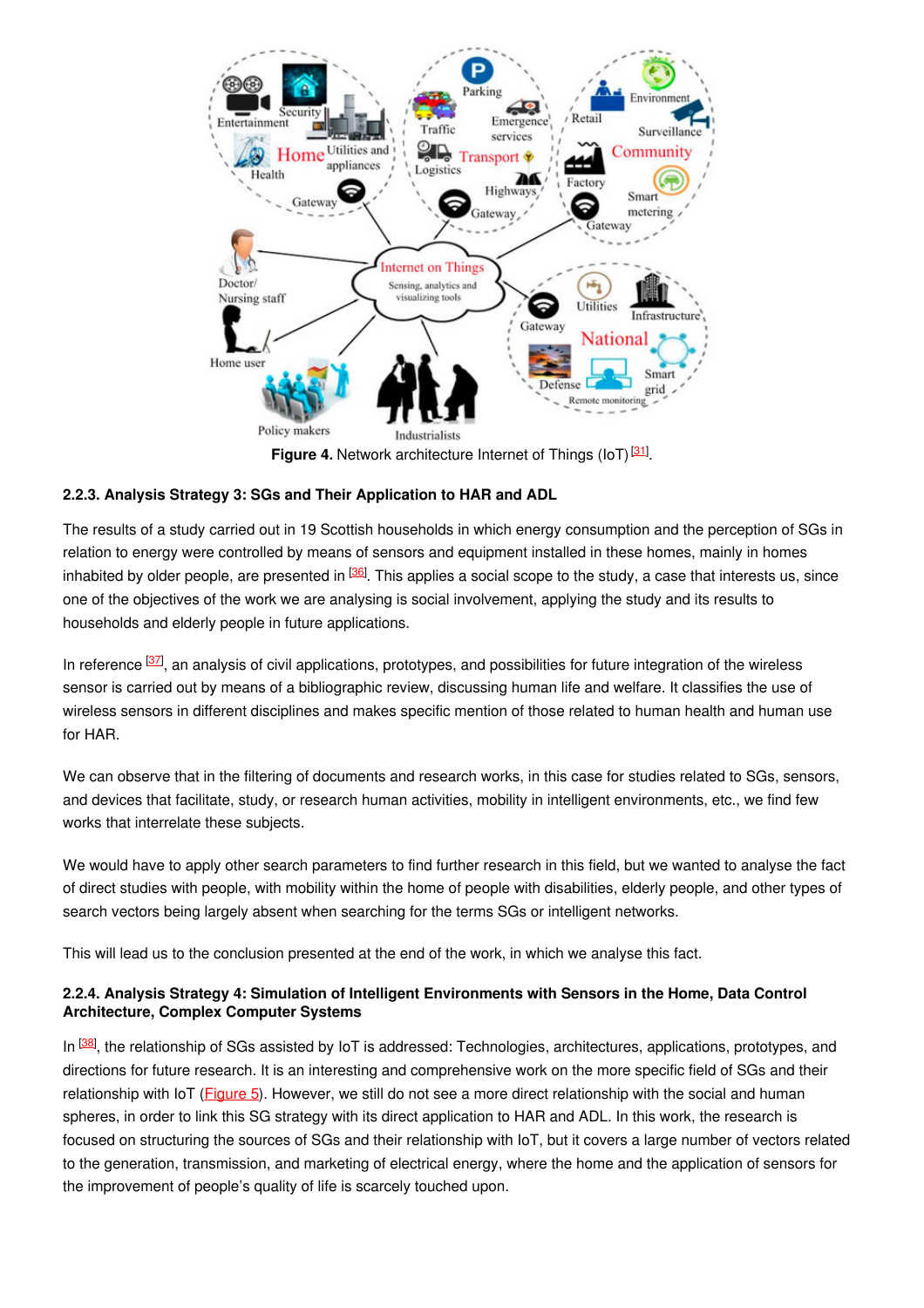**Figure 4.** Network architecture Internet of Things (IoT) [31].

#### 2.2.3. Analysis Strategy 3: SGs and Their Application to HAR and ADL

The results of a study carried out in 19 Scottish households in which energy consumption and the perception of SGs in relation to energy were controlled by means of sensors and equipment installed in these homes, mainly in homes inhabited by older people, are presented in [36]. This applies a social scope to the study, a case that interests us, since one of the objectives of the work we are analysing is social involvement, applying the study and its results to households and elderly people in future applications.

In reference [37], an analysis of civil applications, prototypes, and possibilities for future integration of the wireless sensor is carried out by means of a bibliographic review, discussing human life and welfare. It classifies the use of wireless sensors in different disciplines and makes specific mention of those related to human health and human use for HAR.

We can observe that in the filtering of documents and research works, in this case for studies related to SGs, sensors, and devices that facilitate, study, or research human activities, mobility in intelligent environments, etc., we find few works that interrelate these subjects.

We would have to apply other search parameters to find further research in this field, but we wanted to analyse the fact of direct studies with people, with mobility within the home of people with disabilities, elderly people, and other types of search vectors being largely absent when searching for the terms SGs or intelligent networks.

This will lead us to the conclusion presented at the end of the work, in which we analyse this fact.

#### 2.2.4. Analysis Strategy 4: Simulation of Intelligent Environments with Sensors in the Home, Data Control Architecture, Complex Computer Systems

In [38], the relationship of SGs assisted by IoT is addressed: Technologies, architectures, applications, prototypes, and directions for future research. It is an interesting and comprehensive work on the more specific field of SGs and their relationship with IoT (Figure 5). However, we still do not see a more direct relationship with the social and human spheres, in order to link this SG strategy with its direct application to HAR and ADL. In this work, the research is focused on structuring the sources of SGs and their relationship with IoT, but it covers a large number of vectors related to the generation, transmission, and marketing of electrical energy, where the home and the application of sensors for the improvement of people's quality of life is scarcely touched upon.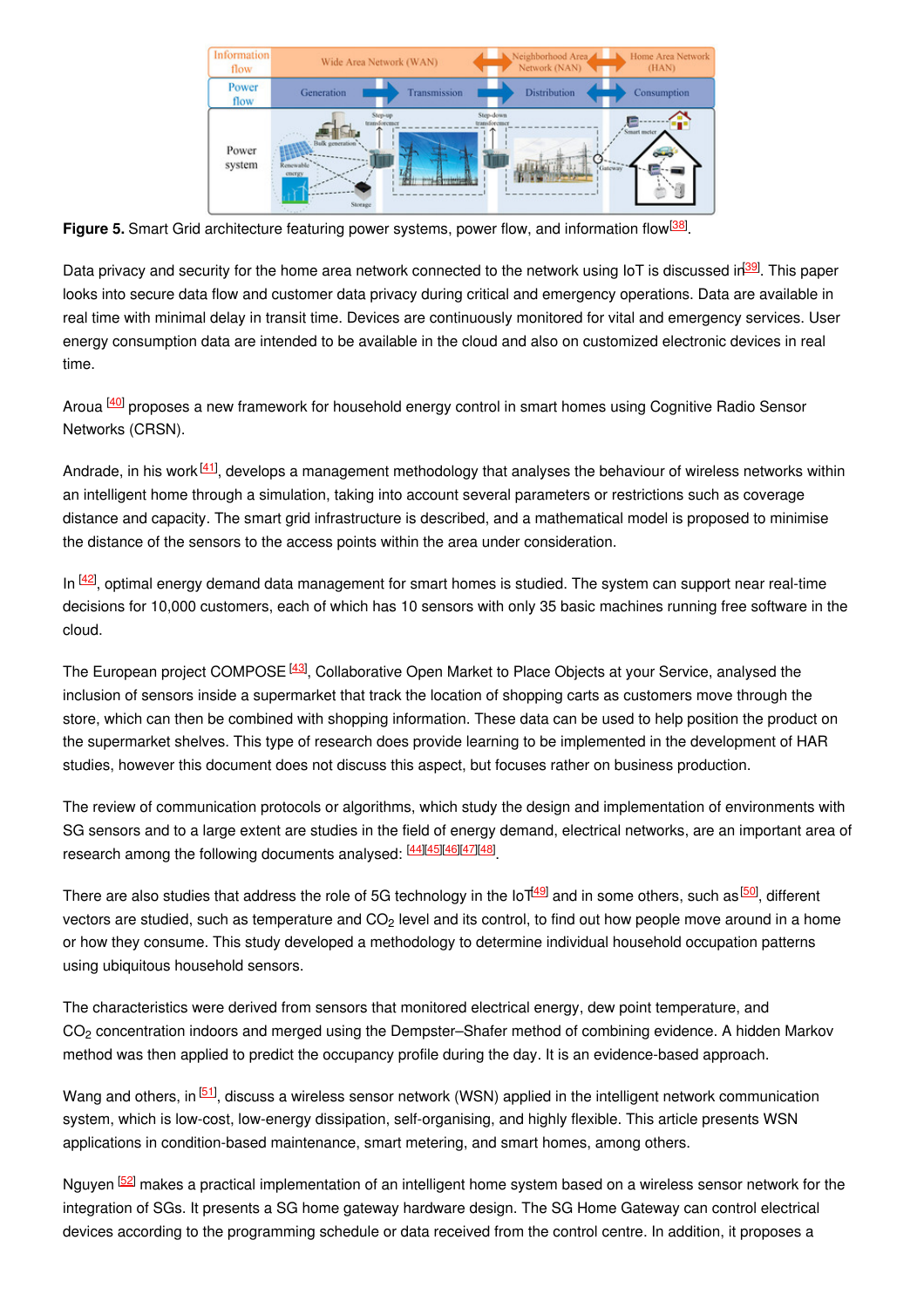**Figure 5.** Smart Grid architecture featuring power systems, power flow, and information flow[38].

Data privacy and security for the home area network connected to the network using IoT is discussed in[39]. This paper looks into secure data flow and customer data privacy during critical and emergency operations. Data are available in real time with minimal delay in transit time. Devices are continuously monitored for vital and emergency services. User energy consumption data are intended to be available in the cloud and also on customized electronic devices in real time.

Aroua [40] proposes a new framework for household energy control in smart homes using Cognitive Radio Sensor Networks (CRSN).

Andrade, in his work [41], develops a management methodology that analyses the behaviour of wireless networks within an intelligent home through a simulation, taking into account several parameters or restrictions such as coverage distance and capacity. The smart grid infrastructure is described, and a mathematical model is proposed to minimise the distance of the sensors to the access points within the area under consideration.

In [42], optimal energy demand data management for smart homes is studied. The system can support near real-time decisions for 10,000 customers, each of which has 10 sensors with only 35 basic machines running free software in the cloud.

The European project COMPOSE [43], Collaborative Open Market to Place Objects at your Service, analysed the inclusion of sensors inside a supermarket that track the location of shopping carts as customers move through the store, which can then be combined with shopping information. These data can be used to help position the product on the supermarket shelves. This type of research does provide learning to be implemented in the development of HAR studies, however this document does not discuss this aspect, but focuses rather on business production.

The review of communication protocols or algorithms, which study the design and implementation of environments with SG sensors and to a large extent are studies in the field of energy demand, electrical networks, are an important area of research among the following documents analysed: [44][45][46][47][48].

There are also studies that address the role of 5G technology in the IoT[49] and in some others, such as [50], different vectors are studied, such as temperature and $CO_2$ level and its control, to find out how people move around in a home or how they consume. This study developed a methodology to determine individual household occupation patterns using ubiquitous household sensors.

The characteristics were derived from sensors that monitored electrical energy, dew point temperature, and $CO_2$ concentration indoors and merged using the Dempster–Shafer method of combining evidence. A hidden Markov method was then applied to predict the occupancy profile during the day. It is an evidence-based approach.

Wang and others, in [51], discuss a wireless sensor network (WSN) applied in the intelligent network communication system, which is low-cost, low-energy dissipation, self-organising, and highly flexible. This article presents WSN applications in condition-based maintenance, smart metering, and smart homes, among others.

Nguyen [52] makes a practical implementation of an intelligent home system based on a wireless sensor network for the integration of SGs. It presents a SG home gateway hardware design. The SG Home Gateway can control electrical devices according to the programming schedule or data received from the control centre. In addition, it proposes a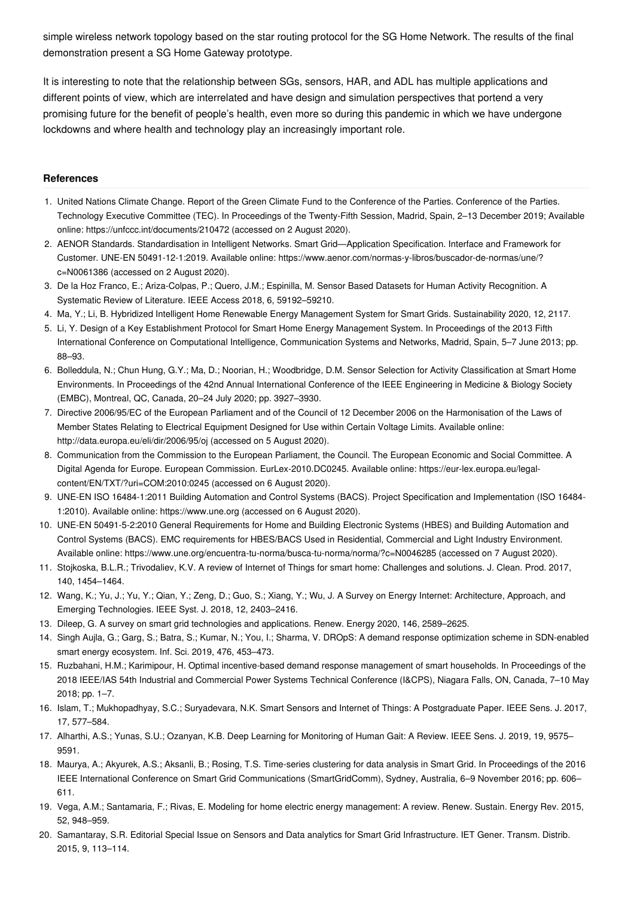simple wireless network topology based on the star routing protocol for the SG Home Network. The results of the final demonstration present a SG Home Gateway prototype.

It is interesting to note that the relationship between SGs, sensors, HAR, and ADL has multiple applications and different points of view, which are interrelated and have design and simulation perspectives that portend a very promising future for the benefit of people's health, even more so during this pandemic in which we have undergone lockdowns and where health and technology play an increasingly important role.

## References

1. United Nations Climate Change. Report of the Green Climate Fund to the Conference of the Parties. Conference of the Parties. Technology Executive Committee (TEC). In Proceedings of the Twenty-Fifth Session, Madrid, Spain, 2–13 December 2019; Available online: https://unfccc.int/documents/210472 (accessed on 2 August 2020).
2. AENOR Standards. Standardisation in Intelligent Networks. Smart Grid—Application Specification. Interface and Framework for Customer. UNE-EN 50491-12-1:2019. Available online: https://www.aenor.com/normas-y-libros/buscador-de-normas/une/?c=N0061386 (accessed on 2 August 2020).
3. De la Hoz Franco, E.; Ariza-Colpas, P.; Quero, J.M.; Espinilla, M. Sensor Based Datasets for Human Activity Recognition. A Systematic Review of Literature. IEEE Access 2018, 6, 59192–59210.
4. Ma, Y.; Li, B. Hybridized Intelligent Home Renewable Energy Management System for Smart Grids. Sustainability 2020, 12, 2117.
5. Li, Y. Design of a Key Establishment Protocol for Smart Home Energy Management System. In Proceedings of the 2013 Fifth International Conference on Computational Intelligence, Communication Systems and Networks, Madrid, Spain, 5–7 June 2013; pp. 88–93.
6. Bolleddula, N.; Chun Hung, G.Y.; Ma, D.; Noorian, H.; Woodbridge, D.M. Sensor Selection for Activity Classification at Smart Home Environments. In Proceedings of the 42nd Annual International Conference of the IEEE Engineering in Medicine & Biology Society (EMBC), Montreal, QC, Canada, 20–24 July 2020; pp. 3927–3930.
7. Directive 2006/95/EC of the European Parliament and of the Council of 12 December 2006 on the Harmonisation of the Laws of Member States Relating to Electrical Equipment Designed for Use within Certain Voltage Limits. Available online: http://data.europa.eu/eli/dir/2006/95/oj (accessed on 5 August 2020).
8. Communication from the Commission to the European Parliament, the Council. The European Economic and Social Committee. A Digital Agenda for Europe. European Commission. EurLex-2010.DC0245. Available online: https://eur-lex.europa.eu/legal-content/EN/TXT/?uri=COM:2010:0245 (accessed on 6 August 2020).
9. UNE-EN ISO 16484-1:2011 Building Automation and Control Systems (BACS). Project Specification and Implementation (ISO 16484-1:2010). Available online: https://www.une.org (accessed on 6 August 2020).
10. UNE-EN 50491-5-2:2010 General Requirements for Home and Building Electronic Systems (HBES) and Building Automation and Control Systems (BACS). EMC requirements for HBES/BACS Used in Residential, Commercial and Light Industry Environment. Available online: https://www.une.org/encuentra-tu-norma/busca-tu-norma/norma/?c=N0046285 (accessed on 7 August 2020).
11. Stojkoska, B.L.R.; Trivodaliev, K.V. A review of Internet of Things for smart home: Challenges and solutions. J. Clean. Prod. 2017, 140, 1454–1464.
12. Wang, K.; Yu, J.; Yu, Y.; Qian, Y.; Zeng, D.; Guo, S.; Xiang, Y.; Wu, J. A Survey on Energy Internet: Architecture, Approach, and Emerging Technologies. IEEE Syst. J. 2018, 12, 2403–2416.
13. Dileep, G. A survey on smart grid technologies and applications. Renew. Energy 2020, 146, 2589–2625.
14. Singh Aujla, G.; Garg, S.; Batra, S.; Kumar, N.; You, I.; Sharma, V. DROpS: A demand response optimization scheme in SDN-enabled smart energy ecosystem. Inf. Sci. 2019, 476, 453–473.
15. Ruzbahani, H.M.; Karimipour, H. Optimal incentive-based demand response management of smart households. In Proceedings of the 2018 IEEE/IAS 54th Industrial and Commercial Power Systems Technical Conference (I&CPS), Niagara Falls, ON, Canada, 7–10 May 2018; pp. 1–7.
16. Islam, T.; Mukhopadhyay, S.C.; Suryadevara, N.K. Smart Sensors and Internet of Things: A Postgraduate Paper. IEEE Sens. J. 2017, 17, 577–584.
17. Alharthi, A.S.; Yunas, S.U.; Ozanyan, K.B. Deep Learning for Monitoring of Human Gait: A Review. IEEE Sens. J. 2019, 19, 9575–9591.
18. Maurya, A.; Akyurek, A.S.; Aksanli, B.; Rosing, T.S. Time-series clustering for data analysis in Smart Grid. In Proceedings of the 2016 IEEE International Conference on Smart Grid Communications (SmartGridComm), Sydney, Australia, 6–9 November 2016; pp. 606–611.
19. Vega, A.M.; Santamaria, F.; Rivas, E. Modeling for home electric energy management: A review. Renew. Sustain. Energy Rev. 2015, 52, 948–959.
20. Samantaray, S.R. Editorial Special Issue on Sensors and Data analytics for Smart Grid Infrastructure. IET Gener. Transm. Distrib. 2015, 9, 113–114.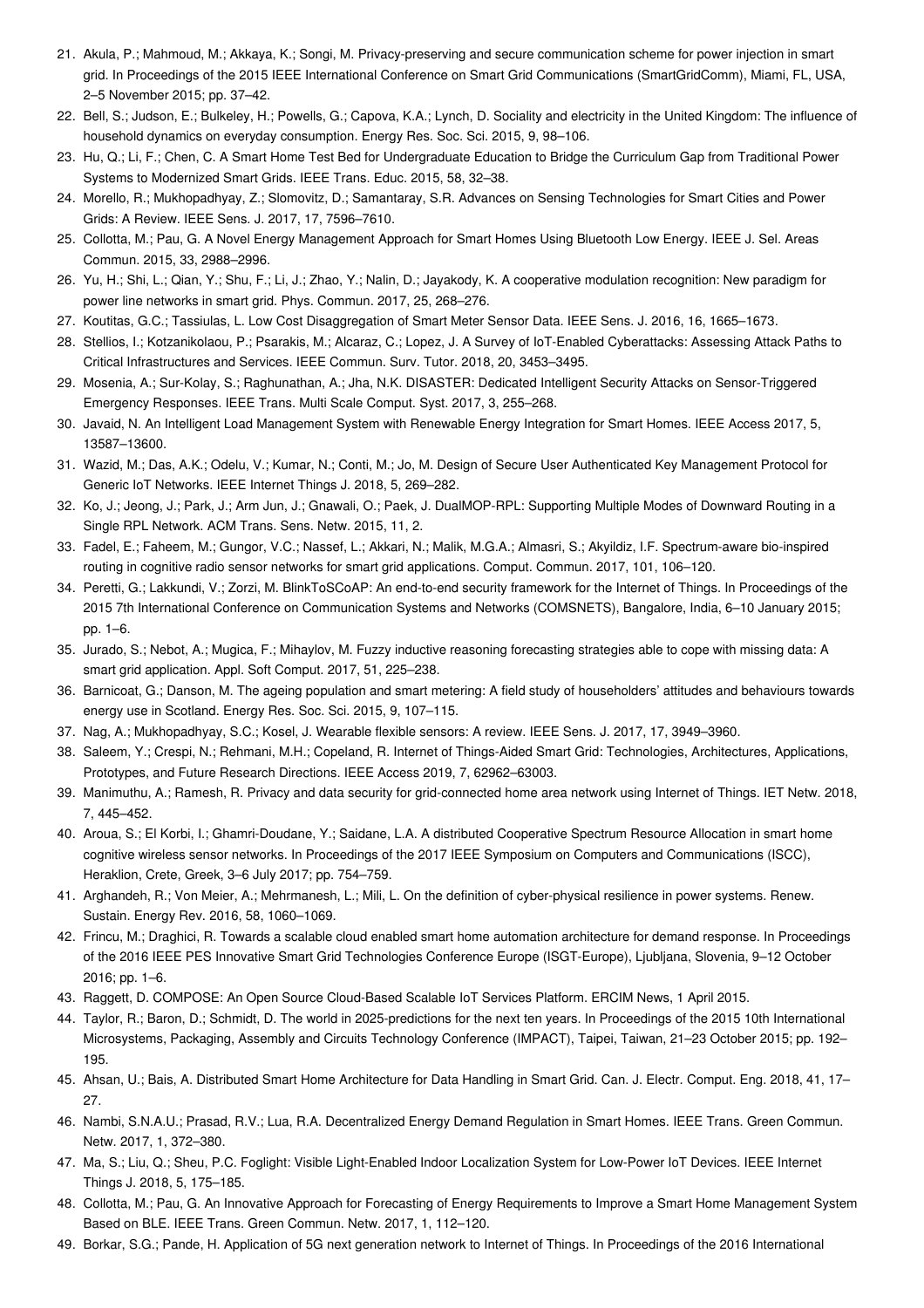21. Akula, P.; Mahmoud, M.; Akkaya, K.; Songi, M. Privacy-preserving and secure communication scheme for power injection in smart grid. In Proceedings of the 2015 IEEE International Conference on Smart Grid Communications (SmartGridComm), Miami, FL, USA, 2–5 November 2015; pp. 37–42.
22. Bell, S.; Judson, E.; Bulkeley, H.; Powells, G.; Capova, K.A.; Lynch, D. Sociality and electricity in the United Kingdom: The influence of household dynamics on everyday consumption. Energy Res. Soc. Sci. 2015, 9, 98–106.
23. Hu, Q.; Li, F.; Chen, C. A Smart Home Test Bed for Undergraduate Education to Bridge the Curriculum Gap from Traditional Power Systems to Modernized Smart Grids. IEEE Trans. Educ. 2015, 58, 32–38.
24. Morello, R.; Mukhopadhyay, Z.; Slomovitz, D.; Samantaray, S.R. Advances on Sensing Technologies for Smart Cities and Power Grids: A Review. IEEE Sens. J. 2017, 17, 7596–7610.
25. Collotta, M.; Pau, G. A Novel Energy Management Approach for Smart Homes Using Bluetooth Low Energy. IEEE J. Sel. Areas Commun. 2015, 33, 2988–2996.
26. Yu, H.; Shi, L.; Qian, Y.; Shu, F.; Li, J.; Zhao, Y.; Nalin, D.; Jayakody, K. A cooperative modulation recognition: New paradigm for power line networks in smart grid. Phys. Commun. 2017, 25, 268–276.
27. Koutitas, G.C.; Tassiulas, L. Low Cost Disaggregation of Smart Meter Sensor Data. IEEE Sens. J. 2016, 16, 1665–1673.
28. Stellios, I.; Kotzanikolaou, P.; Psarakis, M.; Alcaraz, C.; Lopez, J. A Survey of IoT-Enabled Cyberattacks: Assessing Attack Paths to Critical Infrastructures and Services. IEEE Commun. Surv. Tutor. 2018, 20, 3453–3495.
29. Mosenia, A.; Sur-Kolay, S.; Raghunathan, A.; Jha, N.K. DISASTER: Dedicated Intelligent Security Attacks on Sensor-Triggered Emergency Responses. IEEE Trans. Multi Scale Comput. Syst. 2017, 3, 255–268.
30. Javaid, N. An Intelligent Load Management System with Renewable Energy Integration for Smart Homes. IEEE Access 2017, 5, 13587–13600.
31. Wazid, M.; Das, A.K.; Odelu, V.; Kumar, N.; Conti, M.; Jo, M. Design of Secure User Authenticated Key Management Protocol for Generic IoT Networks. IEEE Internet Things J. 2018, 5, 269–282.
32. Ko, J.; Jeong, J.; Park, J.; Arm Jun, J.; Gnawali, O.; Paek, J. DualMOP-RPL: Supporting Multiple Modes of Downward Routing in a Single RPL Network. ACM Trans. Sens. Netw. 2015, 11, 2.
33. Fadel, E.; Faheem, M.; Gungor, V.C.; Nassef, L.; Akkari, N.; Malik, M.G.A.; Almasri, S.; Akyildiz, I.F. Spectrum-aware bio-inspired routing in cognitive radio sensor networks for smart grid applications. Comput. Commun. 2017, 101, 106–120.
34. Peretti, G.; Lakkundi, V.; Zorzi, M. BlinkToSCoAP: An end-to-end security framework for the Internet of Things. In Proceedings of the 2015 7th International Conference on Communication Systems and Networks (COMSNETS), Bangalore, India, 6–10 January 2015; pp. 1–6.
35. Jurado, S.; Nebot, A.; Mugica, F.; Mihaylov, M. Fuzzy inductive reasoning forecasting strategies able to cope with missing data: A smart grid application. Appl. Soft Comput. 2017, 51, 225–238.
36. Barnicoat, G.; Danson, M. The ageing population and smart metering: A field study of householders' attitudes and behaviours towards energy use in Scotland. Energy Res. Soc. Sci. 2015, 9, 107–115.
37. Nag, A.; Mukhopadhyay, S.C.; Kosel, J. Wearable flexible sensors: A review. IEEE Sens. J. 2017, 17, 3949–3960.
38. Saleem, Y.; Crespi, N.; Rehmani, M.H.; Copeland, R. Internet of Things-Aided Smart Grid: Technologies, Architectures, Applications, Prototypes, and Future Research Directions. IEEE Access 2019, 7, 62962–63003.
39. Manimuthu, A.; Ramesh, R. Privacy and data security for grid-connected home area network using Internet of Things. IET Netw. 2018, 7, 445–452.
40. Aroua, S.; El Korbi, I.; Ghamri-Doudane, Y.; Saidane, L.A. A distributed Cooperative Spectrum Resource Allocation in smart home cognitive wireless sensor networks. In Proceedings of the 2017 IEEE Symposium on Computers and Communications (ISCC), Heraklion, Crete, Greek, 3–6 July 2017; pp. 754–759.
41. Arghandeh, R.; Von Meier, A.; Mehrmanesh, L.; Mili, L. On the definition of cyber-physical resilience in power systems. Renew. Sustain. Energy Rev. 2016, 58, 1060–1069.
42. Frincu, M.; Draghici, R. Towards a scalable cloud enabled smart home automation architecture for demand response. In Proceedings of the 2016 IEEE PES Innovative Smart Grid Technologies Conference Europe (ISGT-Europe), Ljubljana, Slovenia, 9–12 October 2016; pp. 1–6.
43. Raggett, D. COMPOSE: An Open Source Cloud-Based Scalable IoT Services Platform. ERCIM News, 1 April 2015.
44. Taylor, R.; Baron, D.; Schmidt, D. The world in 2025-predictions for the next ten years. In Proceedings of the 2015 10th International Microsystems, Packaging, Assembly and Circuits Technology Conference (IMPACT), Taipei, Taiwan, 21–23 October 2015; pp. 192–195.
45. Ahsan, U.; Bais, A. Distributed Smart Home Architecture for Data Handling in Smart Grid. Can. J. Electr. Comput. Eng. 2018, 41, 17–27.
46. Nambi, S.N.A.U.; Prasad, R.V.; Lua, R.A. Decentralized Energy Demand Regulation in Smart Homes. IEEE Trans. Green Commun. Netw. 2017, 1, 372–380.
47. Ma, S.; Liu, Q.; Sheu, P.C. Foglight: Visible Light-Enabled Indoor Localization System for Low-Power IoT Devices. IEEE Internet Things J. 2018, 5, 175–185.
48. Collotta, M.; Pau, G. An Innovative Approach for Forecasting of Energy Requirements to Improve a Smart Home Management System Based on BLE. IEEE Trans. Green Commun. Netw. 2017, 1, 112–120.
49. Borkar, S.G.; Pande, H. Application of 5G next generation network to Internet of Things. In Proceedings of the 2016 International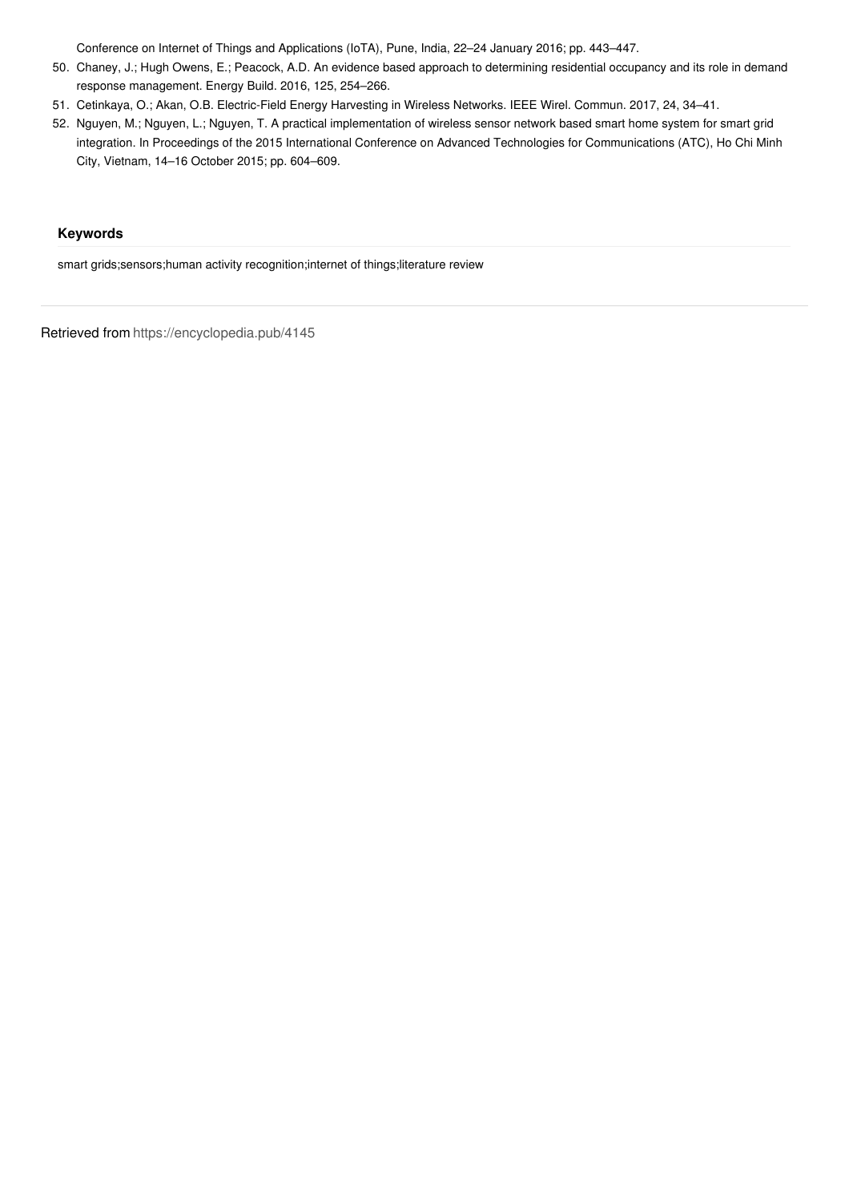Conference on Internet of Things and Applications (IoTA), Pune, India, 22–24 January 2016; pp. 443–447.

50. Chaney, J.; Hugh Owens, E.; Peacock, A.D. An evidence based approach to determining residential occupancy and its role in demand response management. Energy Build. 2016, 125, 254–266.
51. Cetinkaya, O.; Akan, O.B. Electric-Field Energy Harvesting in Wireless Networks. IEEE Wirel. Commun. 2017, 24, 34–41.
52. Nguyen, M.; Nguyen, L.; Nguyen, T. A practical implementation of wireless sensor network based smart home system for smart grid integration. In Proceedings of the 2015 International Conference on Advanced Technologies for Communications (ATC), Ho Chi Minh City, Vietnam, 14–16 October 2015; pp. 604–609.

### Keywords

smart grids;sensors;human activity recognition;internet of things;literature review

Retrieved from https://encyclopedia.pub/4145